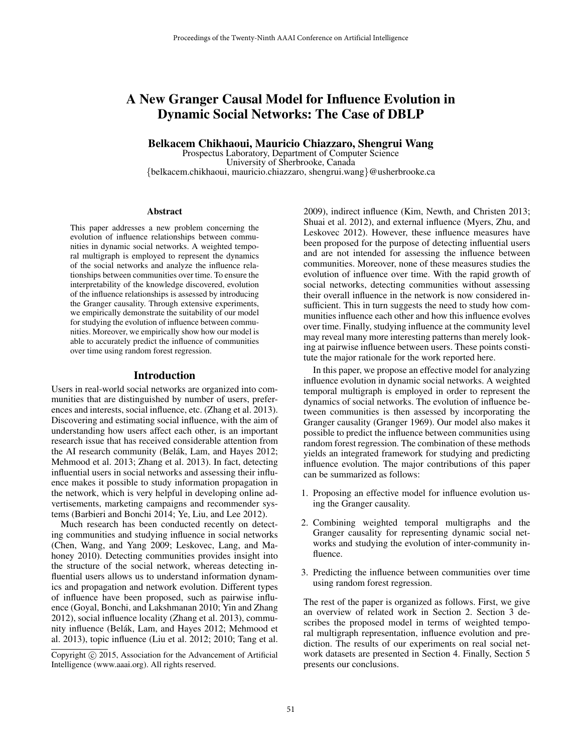# A New Granger Causal Model for Influence Evolution in Dynamic Social Networks: The Case of DBLP

**Belkacem Chikhaoui, Mauricio Chiazzaro, Shengrui Wang**
Prospectus Laboratory, Department of Computer Science
University of Sherbrooke, Canada
{belkacem.chikhaoui, mauricio.chiazzaro, shengrui.wang}@usherbrooke.ca

## Abstract

This paper addresses a new problem concerning the evolution of influence relationships between communities in dynamic social networks. A weighted temporal multigraph is employed to represent the dynamics of the social networks and analyze the influence relationships between communities over time. To ensure the interpretability of the knowledge discovered, evolution of the influence relationships is assessed by introducing the Granger causality. Through extensive experiments, we empirically demonstrate the suitability of our model for studying the evolution of influence between communities. Moreover, we empirically show how our model is able to accurately predict the influence of communities over time using random forest regression.

## Introduction

Users in real-world social networks are organized into communities that are distinguished by number of users, preferences and interests, social influence, etc. (Zhang et al. 2013). Discovering and estimating social influence, with the aim of understanding how users affect each other, is an important research issue that has received considerable attention from the AI research community (Belák, Lam, and Hayes 2012; Mehmood et al. 2013; Zhang et al. 2013). In fact, detecting influential users in social networks and assessing their influence makes it possible to study information propagation in the network, which is very helpful in developing online advertisements, marketing campaigns and recommender systems (Barbieri and Bonchi 2014; Ye, Liu, and Lee 2012).

Much research has been conducted recently on detecting communities and studying influence in social networks (Chen, Wang, and Yang 2009; Leskovec, Lang, and Mahoney 2010). Detecting communities provides insight into the structure of the social network, whereas detecting influential users allows us to understand information dynamics and propagation and network evolution. Different types of influence have been proposed, such as pairwise influence (Goyal, Bonchi, and Lakshmanan 2010; Yin and Zhang 2012), social influence locality (Zhang et al. 2013), community influence (Belák, Lam, and Hayes 2012; Mehmood et al. 2013), topic influence (Liu et al. 2012; 2010; Tang et al. 2009), indirect influence (Kim, Newth, and Christen 2013; Shuai et al. 2012), and external influence (Myers, Zhu, and Leskovec 2012). However, these influence measures have been proposed for the purpose of detecting influential users and are not intended for assessing the influence between communities. Moreover, none of these measures studies the evolution of influence over time. With the rapid growth of social networks, detecting communities without assessing their overall influence in the network is now considered insufficient. This in turn suggests the need to study how communities influence each other and how this influence evolves over time. Finally, studying influence at the community level may reveal many more interesting patterns than merely looking at pairwise influence between users. These points constitute the major rationale for the work reported here.

In this paper, we propose an effective model for analyzing influence evolution in dynamic social networks. A weighted temporal multigraph is employed in order to represent the dynamics of social networks. The evolution of influence between communities is then assessed by incorporating the Granger causality (Granger 1969). Our model also makes it possible to predict the influence between communities using random forest regression. The combination of these methods yields an integrated framework for studying and predicting influence evolution. The major contributions of this paper can be summarized as follows:

1. Proposing an effective model for influence evolution using the Granger causality.
2. Combining weighted temporal multigraphs and the Granger causality for representing dynamic social networks and studying the evolution of inter-community influence.
3. Predicting the influence between communities over time using random forest regression.

The rest of the paper is organized as follows. First, we give an overview of related work in Section 2. Section 3 describes the proposed model in terms of weighted temporal multigraph representation, influence evolution and prediction. The results of our experiments on real social network datasets are presented in Section 4. Finally, Section 5 presents our conclusions.

Copyright © 2015, Association for the Advancement of Artificial Intelligence (www.aaai.org). All rights reserved.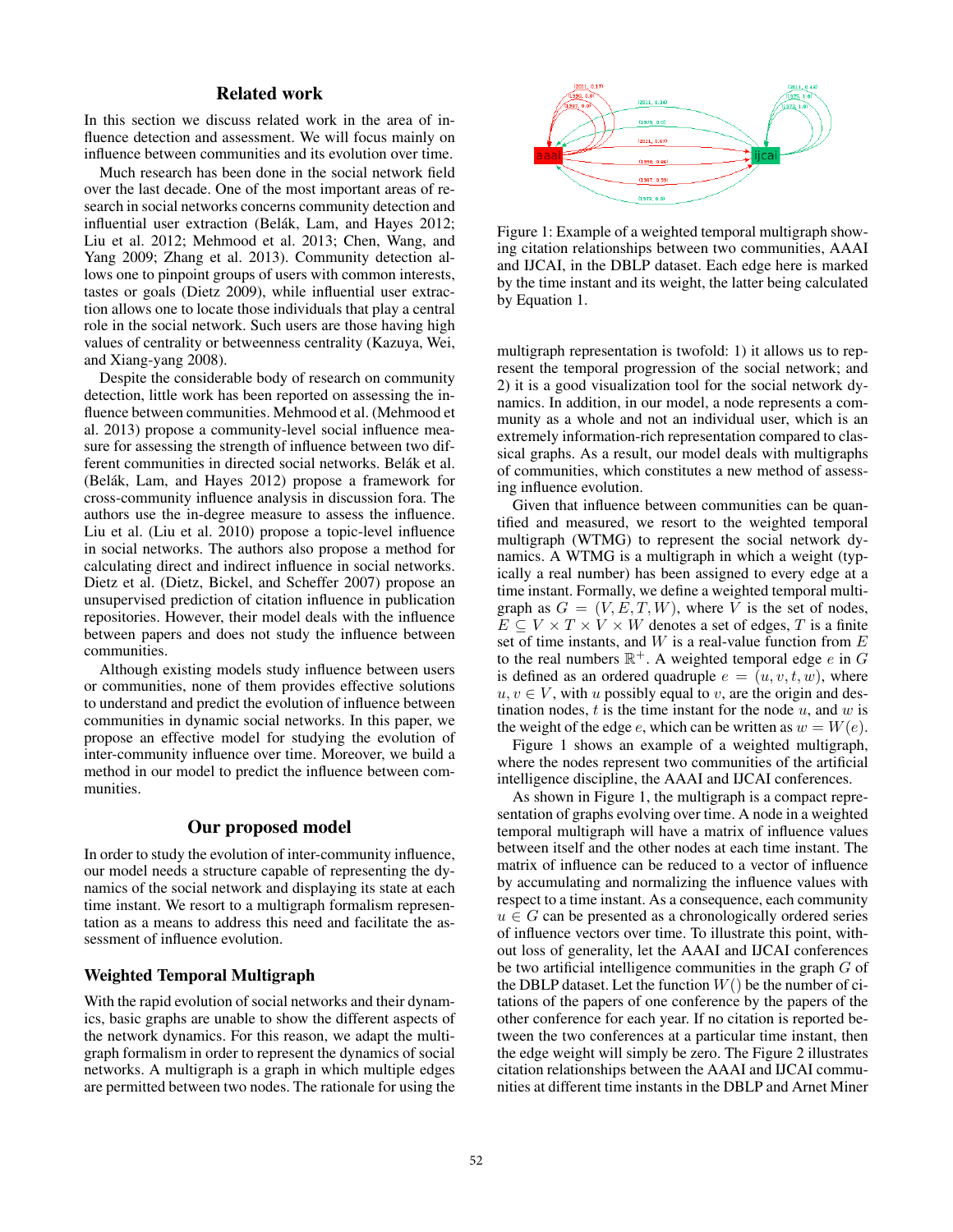## Related work

In this section we discuss related work in the area of influence detection and assessment. We will focus mainly on influence between communities and its evolution over time.

Much research has been done in the social network field over the last decade. One of the most important areas of research in social networks concerns community detection and influential user extraction (Belák, Lam, and Hayes 2012; Liu et al. 2012; Mehmood et al. 2013; Chen, Wang, and Yang 2009; Zhang et al. 2013). Community detection allows one to pinpoint groups of users with common interests, tastes or goals (Dietz 2009), while influential user extraction allows one to locate those individuals that play a central role in the social network. Such users are those having high values of centrality or betweenness centrality (Kazuya, Wei, and Xiang-yang 2008).

Despite the considerable body of research on community detection, little work has been reported on assessing the influence between communities. Mehmood et al. (Mehmood et al. 2013) propose a community-level social influence measure for assessing the strength of influence between two different communities in directed social networks. Belák et al. (Belák, Lam, and Hayes 2012) propose a framework for cross-community influence analysis in discussion fora. The authors use the in-degree measure to assess the influence. Liu et al. (Liu et al. 2010) propose a topic-level influence in social networks. The authors also propose a method for calculating direct and indirect influence in social networks. Dietz et al. (Dietz, Bickel, and Scheffer 2007) propose an unsupervised prediction of citation influence in publication repositories. However, their model deals with the influence between papers and does not study the influence between communities.

Although existing models study influence between users or communities, none of them provides effective solutions to understand and predict the evolution of influence between communities in dynamic social networks. In this paper, we propose an effective model for studying the evolution of inter-community influence over time. Moreover, we build a method in our model to predict the influence between communities.

## Our proposed model

In order to study the evolution of inter-community influence, our model needs a structure capable of representing the dynamics of the social network and displaying its state at each time instant. We resort to a multigraph formalism representation as a means to address this need and facilitate the assessment of influence evolution.

### Weighted Temporal Multigraph

With the rapid evolution of social networks and their dynamics, basic graphs are unable to show the different aspects of the network dynamics. For this reason, we adapt the multigraph formalism in order to represent the dynamics of social networks. A multigraph is a graph in which multiple edges are permitted between two nodes. The rationale for using the multigraph representation is twofold: 1) it allows us to represent the temporal progression of the social network; and 2) it is a good visualization tool for the social network dynamics. In addition, in our model, a node represents a community as a whole and not an individual user, which is an extremely information-rich representation compared to classical graphs. As a result, our model deals with multigraphs of communities, which constitutes a new method of assessing influence evolution.

Figure 1: Example of a weighted temporal multigraph showing citation relationships between two communities, AAAI and IJCAI, in the DBLP dataset. Each edge here is marked by the time instant and its weight, the latter being calculated by Equation 1.

Given that influence between communities can be quantified and measured, we resort to the weighted temporal multigraph (WTMG) to represent the social network dynamics. A WTMG is a multigraph in which a weight (typically a real number) has been assigned to every edge at a time instant. Formally, we define a weighted temporal multigraph as $G = (V, E, T, W)$, where $V$ is the set of nodes, $E \subseteq V \times T \times V \times W$ denotes a set of edges, $T$ is a finite set of time instants, and $W$ is a real-value function from $E$ to the real numbers $\mathbb{R}^+$. A weighted temporal edge $e$ in $G$ is defined as an ordered quadruple $e = (u, v, t, w)$, where $u, v \in V$, with $u$ possibly equal to $v$, are the origin and destination nodes, $t$ is the time instant for the node $u$, and $w$ is the weight of the edge $e$, which can be written as $w = W(e)$.

Figure 1 shows an example of a weighted multigraph, where the nodes represent two communities of the artificial intelligence discipline, the AAAI and IJCAI conferences.

As shown in Figure 1, the multigraph is a compact representation of graphs evolving over time. A node in a weighted temporal multigraph will have a matrix of influence values between itself and the other nodes at each time instant. The matrix of influence can be reduced to a vector of influence by accumulating and normalizing the influence values with respect to a time instant. As a consequence, each community $u \in G$ can be presented as a chronologically ordered series of influence vectors over time. To illustrate this point, without loss of generality, let the AAAI and IJCAI conferences be two artificial intelligence communities in the graph $G$ of the DBLP dataset. Let the function $W()$ be the number of citations of the papers of one conference by the papers of the other conference for each year. If no citation is reported between the two conferences at a particular time instant, then the edge weight will simply be zero. The Figure 2 illustrates citation relationships between the AAAI and IJCAI communities at different time instants in the DBLP and Arnet Miner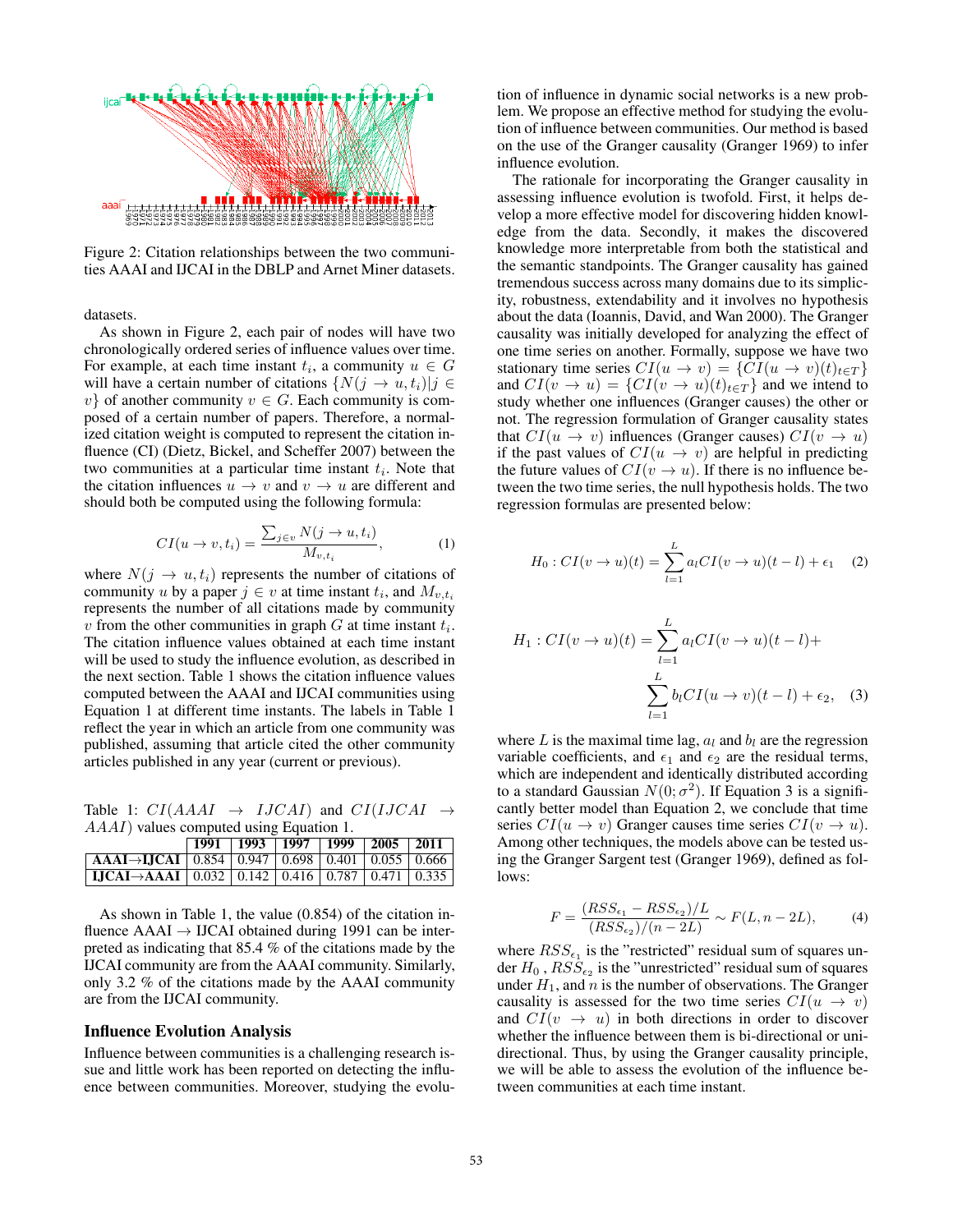Figure 2: Citation relationships between the two communities AAAI and IJCAI in the DBLP and Arnet Miner datasets.

datasets.

As shown in Figure 2, each pair of nodes will have two chronologically ordered series of influence values over time. For example, at each time instant $t_i$, a community $u \in G$ will have a certain number of citations $\{N(j \to u, t_i)|j \in v\}$ of another community $v \in G$. Each community is composed of a certain number of papers. Therefore, a normalized citation weight is computed to represent the citation influence (CI) (Dietz, Bickel, and Scheffer 2007) between the two communities at a particular time instant $t_i$. Note that the citation influences $u \to v$ and $v \to u$ are different and should both be computed using the following formula:

$$CI(u \to v, t_i) = \frac{\sum_{j \in v} N(j \to u, t_i)}{M_{v,t_i}}, \quad (1)$$

where $N(j \to u, t_i)$ represents the number of citations of community $u$ by a paper $j \in v$ at time instant $t_i$, and $M_{v,t_i}$ represents the number of all citations made by community $v$ from the other communities in graph $G$ at time instant $t_i$. The citation influence values obtained at each time instant will be used to study the influence evolution, as described in the next section. Table 1 shows the citation influence values computed between the AAAI and IJCAI communities using Equation 1 at different time instants. The labels in Table 1 reflect the year in which an article from one community was published, assuming that article cited the other community articles published in any year (current or previous).

Table 1: $CI(AAAI \to IJCAI)$ and $CI(IJCAI \to AAAI)$ values computed using Equation 1.

| | 1991 | 1993 | 1997 | 1999 | 2005 | 2011 |
|---|---|---|---|---|---|---|
| **AAAI→IJCAI** | 0.854 | 0.947 | 0.698 | 0.401 | 0.055 | 0.666 |
| **IJCAI→AAAI** | 0.032 | 0.142 | 0.416 | 0.787 | 0.471 | 0.335 |

As shown in Table 1, the value (0.854) of the citation influence AAAI → IJCAI obtained during 1991 can be interpreted as indicating that 85.4 % of the citations made by the IJCAI community are from the AAAI community. Similarly, only 3.2 % of the citations made by the AAAI community are from the IJCAI community.

## Influence Evolution Analysis

Influence between communities is a challenging research issue and little work has been reported on detecting the influence between communities. Moreover, studying the evolution of influence in dynamic social networks is a new problem. We propose an effective method for studying the evolution of influence between communities. Our method is based on the use of the Granger causality (Granger 1969) to infer influence evolution.

The rationale for incorporating the Granger causality in assessing influence evolution is twofold. First, it helps develop a more effective model for discovering hidden knowledge from the data. Secondly, it makes the discovered knowledge more interpretable from both the statistical and the semantic standpoints. The Granger causality has gained tremendous success across many domains due to its simplicity, robustness, extendability and it involves no hypothesis about the data (Ioannis, David, and Wan 2000). The Granger causality was initially developed for analyzing the effect of one time series on another. Formally, suppose we have two stationary time series $CI(u \to v) = \{CI(u \to v)(t)_{t \in T}\}$ and $CI(v \to u) = \{CI(v \to u)(t)_{t \in T}\}$ and we intend to study whether one influences (Granger causes) the other or not. The regression formulation of Granger causality states that $CI(u \to v)$ influences (Granger causes) $CI(v \to u)$ if the past values of $CI(u \to v)$ are helpful in predicting the future values of $CI(v \to u)$. If there is no influence between the two time series, the null hypothesis holds. The two regression formulas are presented below:

$$H_0 : CI(v \to u)(t) = \sum_{l=1}^{L} a_l CI(v \to u)(t-l) + \epsilon_1 \quad (2)$$

$$H_1 : CI(v \to u)(t) = \sum_{l=1}^{L} a_l CI(v \to u)(t-l) + \sum_{l=1}^{L} b_l CI(u \to v)(t-l) + \epsilon_2, \quad (3)$$

where $L$ is the maximal time lag, $a_l$ and $b_l$ are the regression variable coefficients, and $\epsilon_1$ and $\epsilon_2$ are the residual terms, which are independent and identically distributed according to a standard Gaussian $N(0; \sigma^2)$. If Equation 3 is a significantly better model than Equation 2, we conclude that time series $CI(u \to v)$ Granger causes time series $CI(v \to u)$. Among other techniques, the models above can be tested using the Granger Sargent test (Granger 1969), defined as follows:

$$F = \frac{(RSS_{\epsilon_1} - RSS_{\epsilon_2})/L}{(RSS_{\epsilon_2})/(n-2L)} \sim F(L, n-2L), \quad (4)$$

where $RSS_{\epsilon_1}$ is the "restricted" residual sum of squares under $H_0$ , $RSS_{\epsilon_2}$ is the "unrestricted" residual sum of squares under $H_1$, and $n$ is the number of observations. The Granger causality is assessed for the two time series $CI(u \to v)$ and $CI(v \to u)$ in both directions in order to discover whether the influence between them is bi-directional or unidirectional. Thus, by using the Granger causality principle, we will be able to assess the evolution of the influence between communities at each time instant.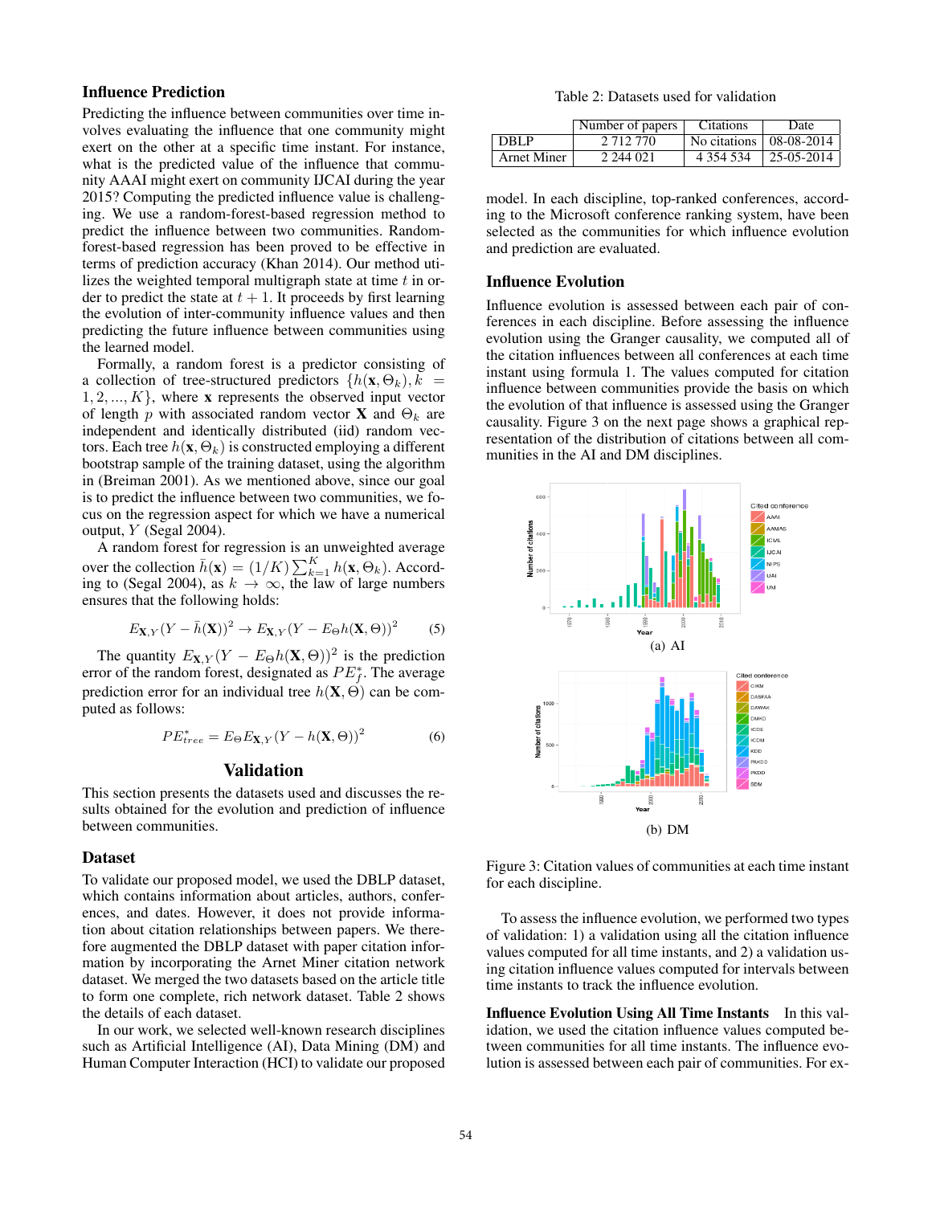### Influence Prediction

Predicting the influence between communities over time involves evaluating the influence that one community might exert on the other at a specific time instant. For instance, what is the predicted value of the influence that community AAAI might exert on community IJCAI during the year 2015? Computing the predicted influence value is challenging. We use a random-forest-based regression method to predict the influence between two communities. Random-forest-based regression has been proved to be effective in terms of prediction accuracy (Khan 2014). Our method utilizes the weighted temporal multigraph state at time $t$ in order to predict the state at $t+1$. It proceeds by first learning the evolution of inter-community influence values and then predicting the future influence between communities using the learned model.

Formally, a random forest is a predictor consisting of a collection of tree-structured predictors $\{h(\mathbf{x}, \Theta_k), k = 1, 2, ..., K\}$, where $\mathbf{x}$ represents the observed input vector of length $p$ with associated random vector $\mathbf{X}$ and $\Theta_k$ are independent and identically distributed (iid) random vectors. Each tree $h(\mathbf{x}, \Theta_k)$ is constructed employing a different bootstrap sample of the training dataset, using the algorithm in (Breiman 2001). As we mentioned above, since our goal is to predict the influence between two communities, we focus on the regression aspect for which we have a numerical output, $Y$ (Segal 2004).

A random forest for regression is an unweighted average over the collection $\bar{h}(\mathbf{x}) = (1/K)\sum_{k=1}^{K} h(\mathbf{x}, \Theta_k)$. According to (Segal 2004), as $k \rightarrow \infty$, the law of large numbers ensures that the following holds:

$$E_{\mathbf{X},Y}(Y - \bar{h}(\mathbf{X}))^2 \rightarrow E_{\mathbf{X},Y}(Y - E_{\Theta}h(\mathbf{X}, \Theta))^2 \tag{5}$$

The quantity $E_{\mathbf{X},Y}(Y - E_{\Theta}h(\mathbf{X}, \Theta))^2$ is the prediction error of the random forest, designated as $PE_f^*$. The average prediction error for an individual tree $h(\mathbf{X}, \Theta)$ can be computed as follows:

$$PE_{tree}^* = E_{\Theta}E_{\mathbf{X},Y}(Y - h(\mathbf{X}, \Theta))^2 \tag{6}$$

## Validation

This section presents the datasets used and discusses the results obtained for the evolution and prediction of influence between communities.

### Dataset

To validate our proposed model, we used the DBLP dataset, which contains information about articles, authors, conferences, and dates. However, it does not provide information about citation relationships between papers. We therefore augmented the DBLP dataset with paper citation information by incorporating the Arnet Miner citation network dataset. We merged the two datasets based on the article title to form one complete, rich network dataset. Table 2 shows the details of each dataset.

In our work, we selected well-known research disciplines such as Artificial Intelligence (AI), Data Mining (DM) and Human Computer Interaction (HCI) to validate our proposed model. In each discipline, top-ranked conferences, according to the Microsoft conference ranking system, have been selected as the communities for which influence evolution and prediction are evaluated.

Table 2: Datasets used for validation

| | Number of papers | Citations | Date |
|---|---|---|---|
| DBLP | 2 712 770 | No citations | 08-08-2014 |
| Arnet Miner | 2 244 021 | 4 354 534 | 25-05-2014 |

### Influence Evolution

Influence evolution is assessed between each pair of conferences in each discipline. Before assessing the influence evolution using the Granger causality, we computed all of the citation influences between all conferences at each time instant using formula 1. The values computed for citation influence between communities provide the basis on which the evolution of that influence is assessed using the Granger causality. Figure 3 on the next page shows a graphical representation of the distribution of citations between all communities in the AI and DM disciplines.

(a) AI

(b) DM

Figure 3: Citation values of communities at each time instant for each discipline.

To assess the influence evolution, we performed two types of validation: 1) a validation using all the citation influence values computed for all time instants, and 2) a validation using citation influence values computed for intervals between time instants to track the influence evolution.

**Influence Evolution Using All Time Instants** In this validation, we used the citation influence values computed between communities for all time instants. The influence evolution is assessed between each pair of communities. For ex-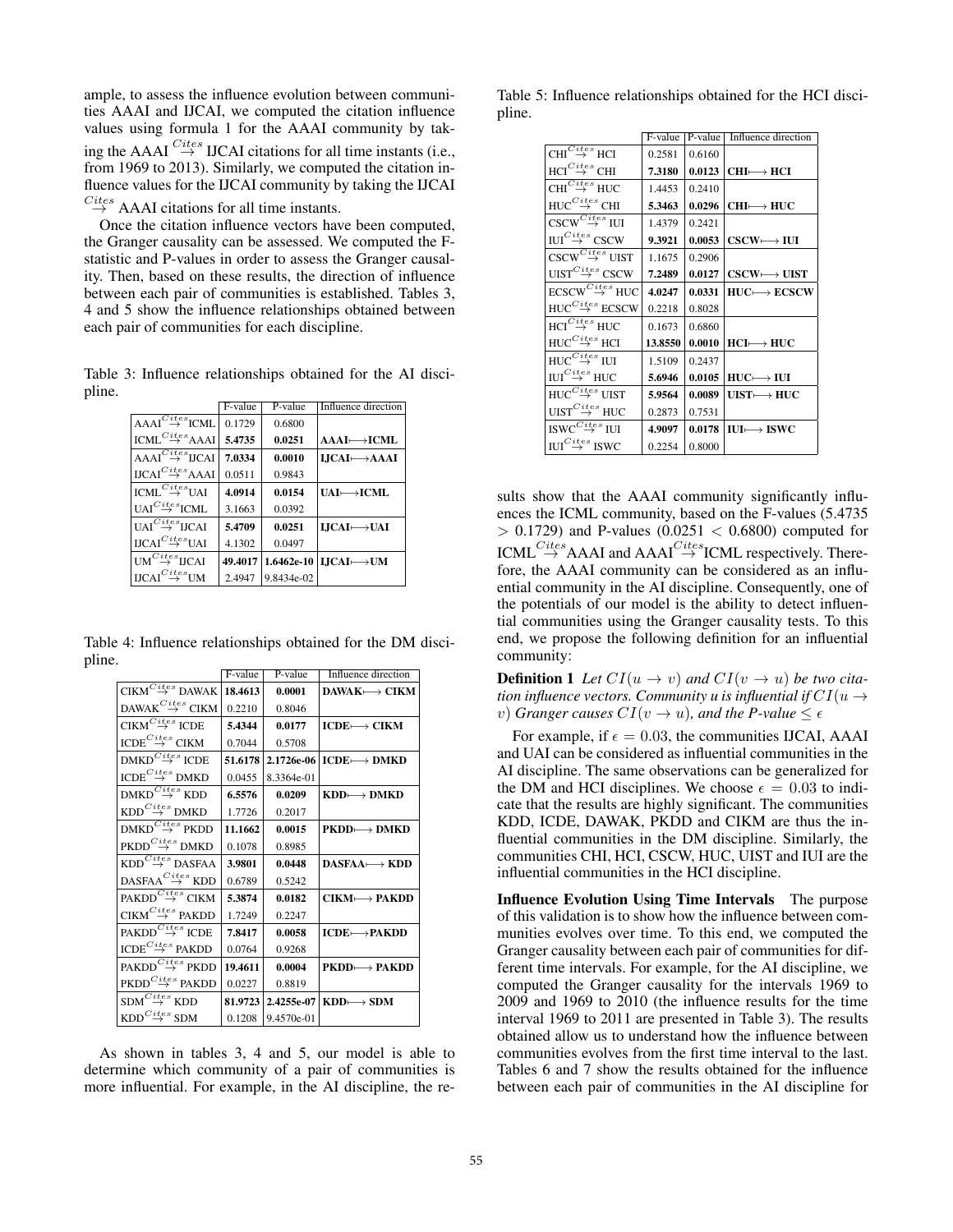ample, to assess the influence evolution between communities AAAI and IJCAI, we computed the citation influence values using formula 1 for the AAAI community by taking the AAAI $\stackrel{Cites}{\rightarrow}$ IJCAI citations for all time instants (i.e., from 1969 to 2013). Similarly, we computed the citation influence values for the IJCAI community by taking the IJCAI $\stackrel{Cites}{\rightarrow}$ AAAI citations for all time instants.

Once the citation influence vectors have been computed, the Granger causality can be assessed. We computed the F-statistic and P-values in order to assess the Granger causality. Then, based on these results, the direction of influence between each pair of communities is established. Tables 3, 4 and 5 show the influence relationships obtained between each pair of communities for each discipline.

Table 3: Influence relationships obtained for the AI discipline.

| | F-value | P-value | Influence direction |
|---|---|---|---|
| AAAI $\stackrel{Cites}{\rightarrow}$ ICML | 0.1729 | 0.6800 | |
| ICML $\stackrel{Cites}{\rightarrow}$ AAAI | **5.4735** | **0.0251** | **AAAI ⟼ ICML** |
| AAAI $\stackrel{Cites}{\rightarrow}$ IJCAI | **7.0334** | **0.0010** | **IJCAI ⟼ AAAI** |
| IJCAI $\stackrel{Cites}{\rightarrow}$ AAAI | 0.0511 | 0.9843 | |
| ICML $\stackrel{Cites}{\rightarrow}$ UAI | **4.0914** | **0.0154** | **UAI ⟼ ICML** |
| UAI $\stackrel{Cites}{\rightarrow}$ ICML | 3.1663 | 0.0392 | |
| UAI $\stackrel{Cites}{\rightarrow}$ IJCAI | **5.4709** | **0.0251** | **IJCAI ⟼ UAI** |
| IJCAI $\stackrel{Cites}{\rightarrow}$ UAI | 4.1302 | 0.0497 | |
| UM $\stackrel{Cites}{\rightarrow}$ IJCAI | **49.4017** | **1.6462e-10** | **IJCAI ⟼ UM** |
| IJCAI $\stackrel{Cites}{\rightarrow}$ UM | 2.4947 | 9.8434e-02 | |

Table 4: Influence relationships obtained for the DM discipline.

| | F-value | P-value | Influence direction |
|---|---|---|---|
| CIKM $\stackrel{Cites}{\rightarrow}$ DAWAK | **18.4613** | **0.0001** | **DAWAK ⟼ CIKM** |
| DAWAK $\stackrel{Cites}{\rightarrow}$ CIKM | 0.2210 | 0.8046 | |
| CIKM $\stackrel{Cites}{\rightarrow}$ ICDE | **5.4344** | **0.0177** | **ICDE ⟼ CIKM** |
| ICDE $\stackrel{Cites}{\rightarrow}$ CIKM | 0.7044 | 0.5708 | |
| DMKD $\stackrel{Cites}{\rightarrow}$ ICDE | **51.6178** | **2.1726e-06** | **ICDE ⟼ DMKD** |
| ICDE $\stackrel{Cites}{\rightarrow}$ DMKD | 0.0455 | 8.3364e-01 | |
| DMKD $\stackrel{Cites}{\rightarrow}$ KDD | **6.5576** | **0.0209** | **KDD ⟼ DMKD** |
| KDD $\stackrel{Cites}{\rightarrow}$ DMKD | 1.7726 | 0.2017 | |
| DMKD $\stackrel{Cites}{\rightarrow}$ PKDD | **11.1662** | **0.0015** | **PKDD ⟼ DMKD** |
| PKDD $\stackrel{Cites}{\rightarrow}$ DMKD | 0.1078 | 0.8985 | |
| KDD $\stackrel{Cites}{\rightarrow}$ DASFAA | **3.9801** | **0.0448** | **DASFAA ⟼ KDD** |
| DASFAA $\stackrel{Cites}{\rightarrow}$ KDD | 0.6789 | 0.5242 | |
| PAKDD $\stackrel{Cites}{\rightarrow}$ CIKM | **5.3874** | **0.0182** | **CIKM ⟼ PAKDD** |
| CIKM $\stackrel{Cites}{\rightarrow}$ PAKDD | 1.7249 | 0.2247 | |
| PAKDD $\stackrel{Cites}{\rightarrow}$ ICDE | **7.8417** | **0.0058** | **ICDE ⟼ PAKDD** |
| ICDE $\stackrel{Cites}{\rightarrow}$ PAKDD | 0.0764 | 0.9268 | |
| PAKDD $\stackrel{Cites}{\rightarrow}$ PKDD | **19.4611** | **0.0004** | **PKDD ⟼ PAKDD** |
| PKDD $\stackrel{Cites}{\rightarrow}$ PAKDD | 0.0227 | 0.8819 | |
| SDM $\stackrel{Cites}{\rightarrow}$ KDD | **81.9723** | **2.4255e-07** | **KDD ⟼ SDM** |
| KDD $\stackrel{Cites}{\rightarrow}$ SDM | 0.1208 | 9.4570e-01 | |

As shown in tables 3, 4 and 5, our model is able to determine which community of a pair of communities is more influential. For example, in the AI discipline, the results show that the AAAI community significantly influences the ICML community, based on the F-values (5.4735 > 0.1729) and P-values (0.0251 < 0.6800) computed for ICML $\stackrel{Cites}{\rightarrow}$ AAAI and AAAI $\stackrel{Cites}{\rightarrow}$ ICML respectively. Therefore, the AAAI community can be considered as an influential community in the AI discipline. Consequently, one of the potentials of our model is the ability to detect influential communities using the Granger causality tests. To this end, we propose the following definition for an influential community:

Table 5: Influence relationships obtained for the HCI discipline.

| | F-value | P-value | Influence direction |
|---|---|---|---|
| CHI $\stackrel{Cites}{\rightarrow}$ HCI | 0.2581 | 0.6160 | |
| HCI $\stackrel{Cites}{\rightarrow}$ CHI | **7.3180** | **0.0123** | **CHI ⟼ HCI** |
| CHI $\stackrel{Cites}{\rightarrow}$ HUC | 1.4453 | 0.2410 | |
| HUC $\stackrel{Cites}{\rightarrow}$ CHI | **5.3463** | **0.0296** | **CHI ⟼ HUC** |
| CSCW $\stackrel{Cites}{\rightarrow}$ IUI | 1.4379 | 0.2421 | |
| IUI $\stackrel{Cites}{\rightarrow}$ CSCW | **9.3921** | **0.0053** | **CSCW ⟼ IUI** |
| CSCW $\stackrel{Cites}{\rightarrow}$ UIST | 1.1675 | 0.2906 | |
| UIST $\stackrel{Cites}{\rightarrow}$ CSCW | **7.2489** | **0.0127** | **CSCW ⟼ UIST** |
| ECSCW $\stackrel{Cites}{\rightarrow}$ HUC | **4.0247** | **0.0331** | **HUC ⟼ ECSCW** |
| HUC $\stackrel{Cites}{\rightarrow}$ ECSCW | 0.2218 | 0.8028 | |
| HCI $\stackrel{Cites}{\rightarrow}$ HUC | 0.1673 | 0.6860 | |
| HUC $\stackrel{Cites}{\rightarrow}$ HCI | **13.8550** | **0.0010** | **HCI ⟼ HUC** |
| HUC $\stackrel{Cites}{\rightarrow}$ IUI | 1.5109 | 0.2437 | |
| IUI $\stackrel{Cites}{\rightarrow}$ HUC | **5.6946** | **0.0105** | **HUC ⟼ IUI** |
| HUC $\stackrel{Cites}{\rightarrow}$ UIST | **5.9564** | **0.0089** | **UIST ⟼ HUC** |
| UIST $\stackrel{Cites}{\rightarrow}$ HUC | 0.2873 | 0.7531 | |
| ISWC $\stackrel{Cites}{\rightarrow}$ IUI | **4.9097** | **0.0178** | **IUI ⟼ ISWC** |
| IUI $\stackrel{Cites}{\rightarrow}$ ISWC | 0.2254 | 0.8000 | |

**Definition 1** *Let $CI(u \rightarrow v)$ and $CI(v \rightarrow u)$ be two citation influence vectors. Community u is influential if $CI(u \rightarrow v)$ Granger causes $CI(v \rightarrow u)$, and the P-value $\leq \epsilon$*

For example, if $\epsilon = 0.03$, the communities IJCAI, AAAI and UAI can be considered as influential communities in the AI discipline. The same observations can be generalized for the DM and HCI disciplines. We choose $\epsilon = 0.03$ to indicate that the results are highly significant. The communities KDD, ICDE, DAWAK, PKDD and CIKM are thus the influential communities in the DM discipline. Similarly, the communities CHI, HCI, CSCW, HUC, UIST and IUI are the influential communities in the HCI discipline.

**Influence Evolution Using Time Intervals** The purpose of this validation is to show how the influence between communities evolves over time. To this end, we computed the Granger causality between each pair of communities for different time intervals. For example, for the AI discipline, we computed the Granger causality for the intervals 1969 to 2009 and 1969 to 2010 (the influence results for the time interval 1969 to 2011 are presented in Table 3). The results obtained allow us to understand how the influence between communities evolves from the first time interval to the last. Tables 6 and 7 show the results obtained for the influence between each pair of communities in the AI discipline for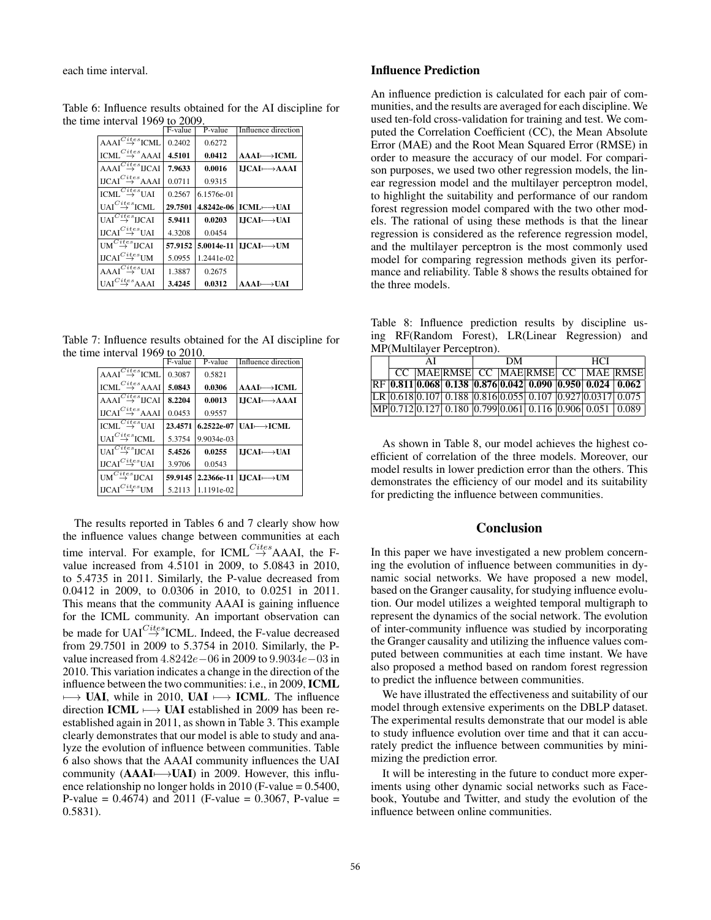each time interval.

Table 6: Influence results obtained for the AI discipline for the time interval 1969 to 2009.

| | F-value | P-value | Influence direction |
|---|---|---|---|
| AAAI $\overset{Cites}{\rightarrow}$ ICML | 0.2402 | 0.6272 | |
| ICML $\overset{Cites}{\rightarrow}$ AAAI | **4.5101** | **0.0412** | **AAAI⟼ICML** |
| AAAI $\overset{Cites}{\rightarrow}$ IJCAI | **7.9633** | **0.0016** | **IJCAI⟼AAAI** |
| IJCAI $\overset{Cites}{\rightarrow}$ AAAI | 0.0711 | 0.9315 | |
| ICML $\overset{Cites}{\rightarrow}$ UAI | 0.2567 | 6.1576e-01 | |
| UAI $\overset{Cites}{\rightarrow}$ ICML | **29.7501** | **4.8242e-06** | **ICML⟼UAI** |
| UAI $\overset{Cites}{\rightarrow}$ IJCAI | **5.9411** | **0.0203** | **IJCAI⟼UAI** |
| IJCAI $\overset{Cites}{\rightarrow}$ UAI | 4.3208 | 0.0454 | |
| UM $\overset{Cites}{\rightarrow}$ IJCAI | **57.9152** | **5.0014e-11** | **IJCAI⟼UM** |
| IJCAI $\overset{Cites}{\rightarrow}$ UM | 5.0955 | 1.2441e-02 | |
| AAAI $\overset{Cites}{\rightarrow}$ UAI | 1.3887 | 0.2675 | |
| UAI $\overset{Cites}{\rightarrow}$ AAAI | **3.4245** | **0.0312** | **AAAI⟼UAI** |

Table 7: Influence results obtained for the AI discipline for the time interval 1969 to 2010.

| | F-value | P-value | Influence direction |
|---|---|---|---|
| AAAI $\overset{Cites}{\rightarrow}$ ICML | 0.3087 | 0.5821 | |
| ICML $\overset{Cites}{\rightarrow}$ AAAI | **5.0843** | **0.0306** | **AAAI⟼ICML** |
| AAAI $\overset{Cites}{\rightarrow}$ IJCAI | **8.2204** | **0.0013** | **IJCAI⟼AAAI** |
| IJCAI $\overset{Cites}{\rightarrow}$ AAAI | 0.0453 | 0.9557 | |
| ICML $\overset{Cites}{\rightarrow}$ UAI | **23.4571** | **6.2522e-07** | **UAI⟼ICML** |
| UAI $\overset{Cites}{\rightarrow}$ ICML | 5.3754 | 9.9034e-03 | |
| UAI $\overset{Cites}{\rightarrow}$ IJCAI | **5.4526** | **0.0255** | **IJCAI⟼UAI** |
| IJCAI $\overset{Cites}{\rightarrow}$ UAI | 3.9706 | 0.0543 | |
| UM $\overset{Cites}{\rightarrow}$ IJCAI | **59.9145** | **2.2366e-11** | **IJCAI⟼UM** |
| IJCAI $\overset{Cites}{\rightarrow}$ UM | 5.2113 | 1.1191e-02 | |

The results reported in Tables 6 and 7 clearly show how the influence values change between communities at each time interval. For example, for ICML $\overset{Cites}{\rightarrow}$ AAAI, the F-value increased from 4.5101 in 2009, to 5.0843 in 2010, to 5.4735 in 2011. Similarly, the P-value decreased from 0.0412 in 2009, to 0.0306 in 2010, to 0.0251 in 2011. This means that the community AAAI is gaining influence for the ICML community. An important observation can be made for UAI $\overset{Cites}{\rightarrow}$ ICML. Indeed, the F-value decreased from 29.7501 in 2009 to 5.3754 in 2010. Similarly, the P-value increased from $4.8242e{-}06$ in 2009 to $9.9034e{-}03$ in 2010. This variation indicates a change in the direction of the influence between the two communities: i.e., in 2009, **ICML ⟼ UAI**, while in 2010, **UAI ⟼ ICML**. The influence direction **ICML ⟼ UAI** established in 2009 has been re-established again in 2011, as shown in Table 3. This example clearly demonstrates that our model is able to study and analyze the evolution of influence between communities. Table 6 also shows that the AAAI community influences the UAI community (**AAAI⟼UAI**) in 2009. However, this influence relationship no longer holds in 2010 (F-value = 0.5400, P-value = 0.4674) and 2011 (F-value = 0.3067, P-value = 0.5831).

## Influence Prediction

An influence prediction is calculated for each pair of communities, and the results are averaged for each discipline. We used ten-fold cross-validation for training and test. We computed the Correlation Coefficient (CC), the Mean Absolute Error (MAE) and the Root Mean Squared Error (RMSE) in order to measure the accuracy of our model. For comparison purposes, we used two other regression models, the linear regression model and the multilayer perceptron model, to highlight the suitability and performance of our random forest regression model compared with the two other models. The rational of using these methods is that the linear regression is considered as the reference regression model, and the multilayer perceptron is the most commonly used model for comparing regression methods given its performance and reliability. Table 8 shows the results obtained for the three models.

Table 8: Influence prediction results by discipline using RF(Random Forest), LR(Linear Regression) and MP(Multilayer Perceptron).

| | AI | | | DM | | | HCI | | |
|---|---|---|---|---|---|---|---|---|---|
| | CC | MAE | RMSE | CC | MAE | RMSE | CC | MAE | RMSE |
| RF | **0.811** | **0.068** | **0.138** | **0.876** | **0.042** | **0.090** | **0.950** | **0.024** | **0.062** |
| LR | 0.618 | 0.107 | 0.188 | 0.816 | 0.055 | 0.107 | 0.927 | 0.0317 | 0.075 |
| MP | 0.712 | 0.127 | 0.180 | 0.799 | 0.061 | 0.116 | 0.906 | 0.051 | 0.089 |

As shown in Table 8, our model achieves the highest coefficient of correlation of the three models. Moreover, our model results in lower prediction error than the others. This demonstrates the efficiency of our model and its suitability for predicting the influence between communities.

## Conclusion

In this paper we have investigated a new problem concerning the evolution of influence between communities in dynamic social networks. We have proposed a new model, based on the Granger causality, for studying influence evolution. Our model utilizes a weighted temporal multigraph to represent the dynamics of the social network. The evolution of inter-community influence was studied by incorporating the Granger causality and utilizing the influence values computed between communities at each time instant. We have also proposed a method based on random forest regression to predict the influence between communities.

We have illustrated the effectiveness and suitability of our model through extensive experiments on the DBLP dataset. The experimental results demonstrate that our model is able to study influence evolution over time and that it can accurately predict the influence between communities by minimizing the prediction error.

It will be interesting in the future to conduct more experiments using other dynamic social networks such as Facebook, Youtube and Twitter, and study the evolution of the influence between online communities.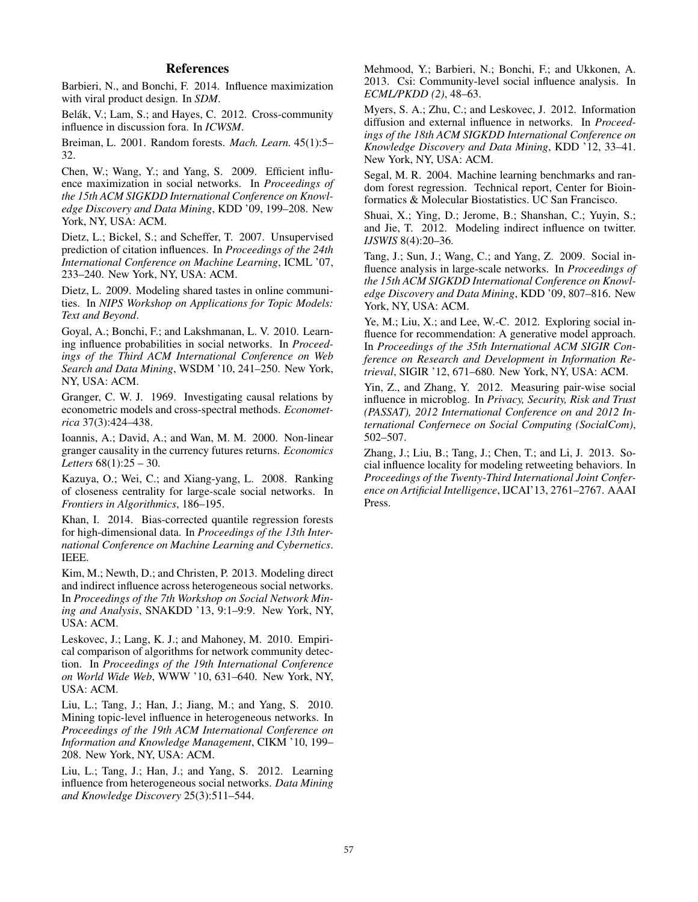## References

Barbieri, N., and Bonchi, F. 2014. Influence maximization with viral product design. In *SDM*.

Belák, V.; Lam, S.; and Hayes, C. 2012. Cross-community influence in discussion fora. In *ICWSM*.

Breiman, L. 2001. Random forests. *Mach. Learn.* 45(1):5–32.

Chen, W.; Wang, Y.; and Yang, S. 2009. Efficient influence maximization in social networks. In *Proceedings of the 15th ACM SIGKDD International Conference on Knowledge Discovery and Data Mining*, KDD '09, 199–208. New York, NY, USA: ACM.

Dietz, L.; Bickel, S.; and Scheffer, T. 2007. Unsupervised prediction of citation influences. In *Proceedings of the 24th International Conference on Machine Learning*, ICML '07, 233–240. New York, NY, USA: ACM.

Dietz, L. 2009. Modeling shared tastes in online communities. In *NIPS Workshop on Applications for Topic Models: Text and Beyond*.

Goyal, A.; Bonchi, F.; and Lakshmanan, L. V. 2010. Learning influence probabilities in social networks. In *Proceedings of the Third ACM International Conference on Web Search and Data Mining*, WSDM '10, 241–250. New York, NY, USA: ACM.

Granger, C. W. J. 1969. Investigating causal relations by econometric models and cross-spectral methods. *Econometrica* 37(3):424–438.

Ioannis, A.; David, A.; and Wan, M. M. 2000. Non-linear granger causality in the currency futures returns. *Economics Letters* 68(1):25 – 30.

Kazuya, O.; Wei, C.; and Xiang-yang, L. 2008. Ranking of closeness centrality for large-scale social networks. In *Frontiers in Algorithmics*, 186–195.

Khan, I. 2014. Bias-corrected quantile regression forests for high-dimensional data. In *Proceedings of the 13th International Conference on Machine Learning and Cybernetics*. IEEE.

Kim, M.; Newth, D.; and Christen, P. 2013. Modeling direct and indirect influence across heterogeneous social networks. In *Proceedings of the 7th Workshop on Social Network Mining and Analysis*, SNAKDD '13, 9:1–9:9. New York, NY, USA: ACM.

Leskovec, J.; Lang, K. J.; and Mahoney, M. 2010. Empirical comparison of algorithms for network community detection. In *Proceedings of the 19th International Conference on World Wide Web*, WWW '10, 631–640. New York, NY, USA: ACM.

Liu, L.; Tang, J.; Han, J.; Jiang, M.; and Yang, S. 2010. Mining topic-level influence in heterogeneous networks. In *Proceedings of the 19th ACM International Conference on Information and Knowledge Management*, CIKM '10, 199–208. New York, NY, USA: ACM.

Liu, L.; Tang, J.; Han, J.; and Yang, S. 2012. Learning influence from heterogeneous social networks. *Data Mining and Knowledge Discovery* 25(3):511–544.

Mehmood, Y.; Barbieri, N.; Bonchi, F.; and Ukkonen, A. 2013. Csi: Community-level social influence analysis. In *ECML/PKDD (2)*, 48–63.

Myers, S. A.; Zhu, C.; and Leskovec, J. 2012. Information diffusion and external influence in networks. In *Proceedings of the 18th ACM SIGKDD International Conference on Knowledge Discovery and Data Mining*, KDD '12, 33–41. New York, NY, USA: ACM.

Segal, M. R. 2004. Machine learning benchmarks and random forest regression. Technical report, Center for Bioinformatics & Molecular Biostatistics. UC San Francisco.

Shuai, X.; Ying, D.; Jerome, B.; Shanshan, C.; Yuyin, S.; and Jie, T. 2012. Modeling indirect influence on twitter. *IJSWIS* 8(4):20–36.

Tang, J.; Sun, J.; Wang, C.; and Yang, Z. 2009. Social influence analysis in large-scale networks. In *Proceedings of the 15th ACM SIGKDD International Conference on Knowledge Discovery and Data Mining*, KDD '09, 807–816. New York, NY, USA: ACM.

Ye, M.; Liu, X.; and Lee, W.-C. 2012. Exploring social influence for recommendation: A generative model approach. In *Proceedings of the 35th International ACM SIGIR Conference on Research and Development in Information Retrieval*, SIGIR '12, 671–680. New York, NY, USA: ACM.

Yin, Z., and Zhang, Y. 2012. Measuring pair-wise social influence in microblog. In *Privacy, Security, Risk and Trust (PASSAT), 2012 International Conference on and 2012 International Confernece on Social Computing (SocialCom)*, 502–507.

Zhang, J.; Liu, B.; Tang, J.; Chen, T.; and Li, J. 2013. Social influence locality for modeling retweeting behaviors. In *Proceedings of the Twenty-Third International Joint Conference on Artificial Intelligence*, IJCAI'13, 2761–2767. AAAI Press.